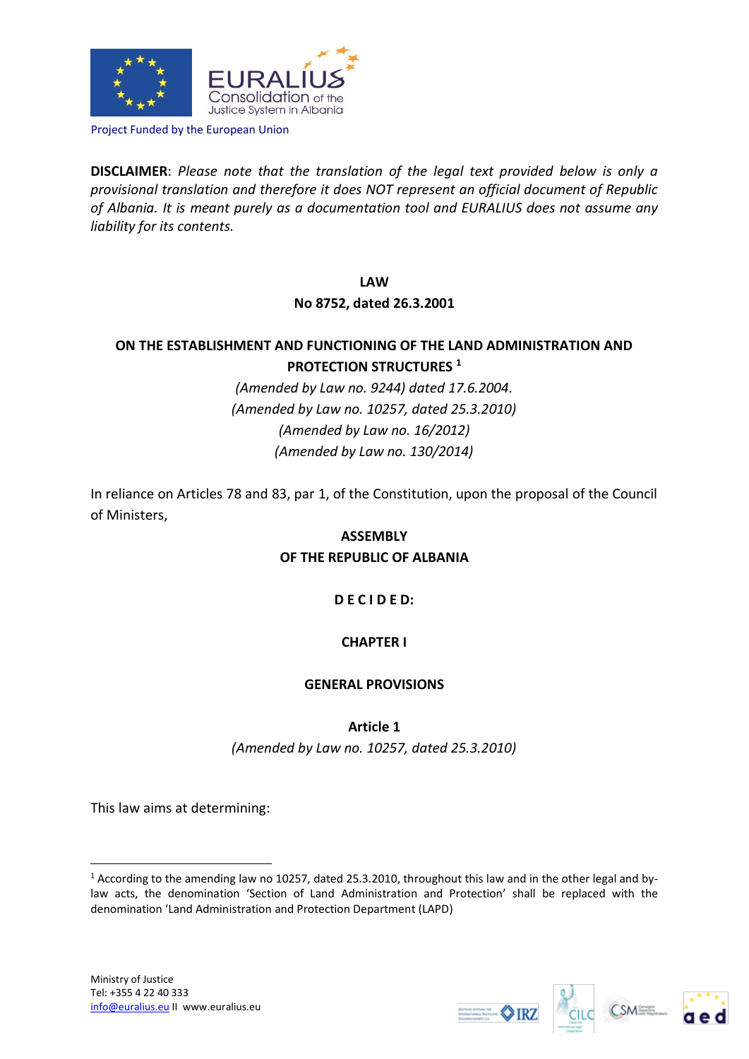Project Funded by the European Union

**DISCLAIMER**: *Please note that the translation of the legal text provided below is only a provisional translation and therefore it does NOT represent an official document of Republic of Albania. It is meant purely as a documentation tool and EURALIUS does not assume any liability for its contents.*

# LAW
## No 8752, dated 26.3.2001

## ON THE ESTABLISHMENT AND FUNCTIONING OF THE LAND ADMINISTRATION AND PROTECTION STRUCTURES [1]

*(Amended by Law no. 9244) dated 17.6.2004.*
*(Amended by Law no. 10257, dated 25.3.2010)*
*(Amended by Law no. 16/2012)*
*(Amended by Law no. 130/2014)*

In reliance on Articles 78 and 83, par 1, of the Constitution, upon the proposal of the Council of Ministers,

**ASSEMBLY**
**OF THE REPUBLIC OF ALBANIA**

**D E C I D E D:**

## CHAPTER I

## GENERAL PROVISIONS

### Article 1
*(Amended by Law no. 10257, dated 25.3.2010)*

This law aims at determining:

---

[1] According to the amending law no 10257, dated 25.3.2010, throughout this law and in the other legal and by-law acts, the denomination 'Section of Land Administration and Protection' shall be replaced with the denomination 'Land Administration and Protection Department (LAPD)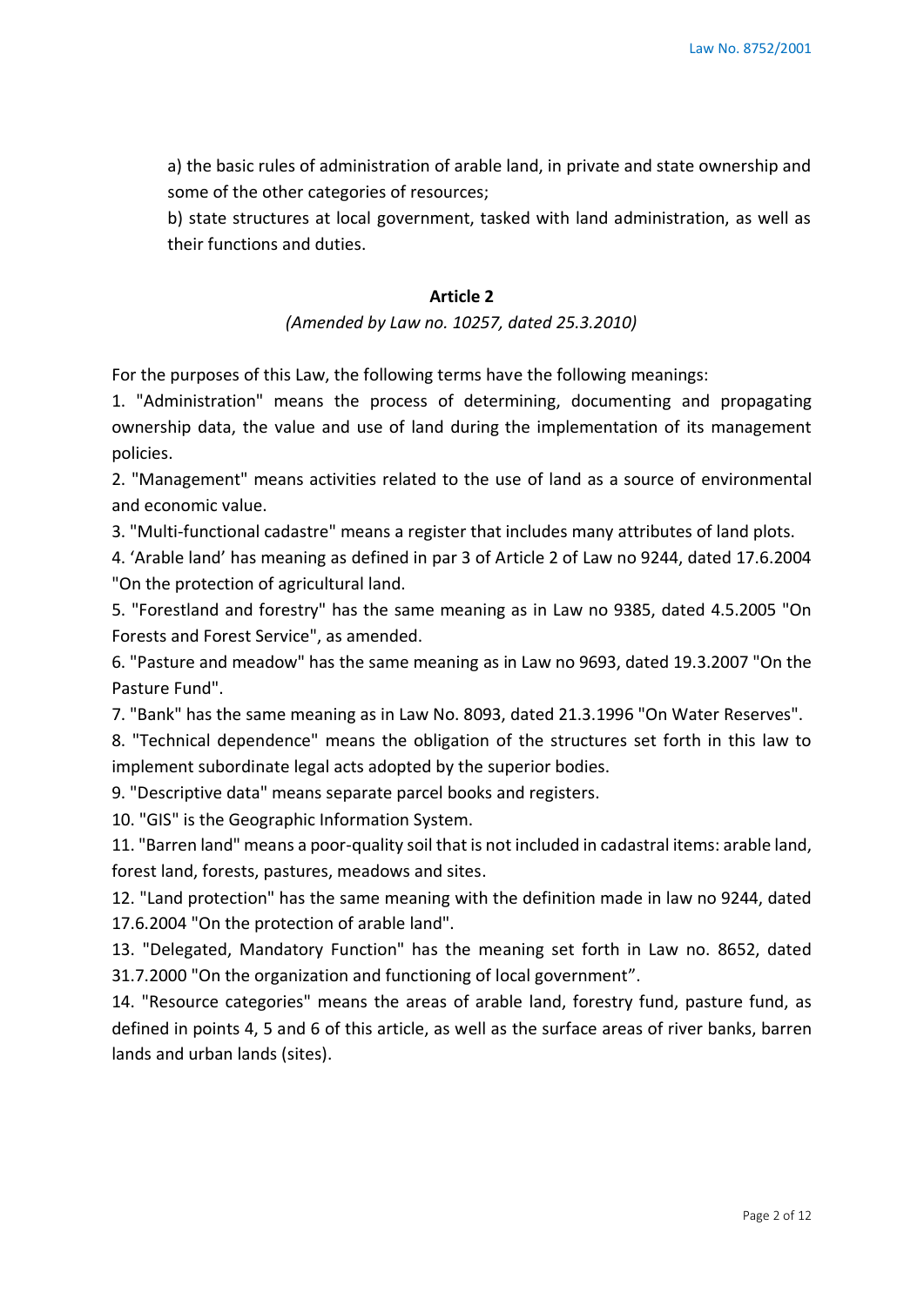a) the basic rules of administration of arable land, in private and state ownership and some of the other categories of resources;

b) state structures at local government, tasked with land administration, as well as their functions and duties.

## Article 2

*(Amended by Law no. 10257, dated 25.3.2010)*

For the purposes of this Law, the following terms have the following meanings:

1. "Administration" means the process of determining, documenting and propagating ownership data, the value and use of land during the implementation of its management policies.
2. "Management" means activities related to the use of land as a source of environmental and economic value.
3. "Multi-functional cadastre" means a register that includes many attributes of land plots.
4. 'Arable land' has meaning as defined in par 3 of Article 2 of Law no 9244, dated 17.6.2004 "On the protection of agricultural land.
5. "Forestland and forestry" has the same meaning as in Law no 9385, dated 4.5.2005 "On Forests and Forest Service", as amended.
6. "Pasture and meadow" has the same meaning as in Law no 9693, dated 19.3.2007 "On the Pasture Fund".
7. "Bank" has the same meaning as in Law No. 8093, dated 21.3.1996 "On Water Reserves".
8. "Technical dependence" means the obligation of the structures set forth in this law to implement subordinate legal acts adopted by the superior bodies.
9. "Descriptive data" means separate parcel books and registers.
10. "GIS" is the Geographic Information System.
11. "Barren land" means a poor-quality soil that is not included in cadastral items: arable land, forest land, forests, pastures, meadows and sites.
12. "Land protection" has the same meaning with the definition made in law no 9244, dated 17.6.2004 "On the protection of arable land".
13. "Delegated, Mandatory Function" has the meaning set forth in Law no. 8652, dated 31.7.2000 "On the organization and functioning of local government".
14. "Resource categories" means the areas of arable land, forestry fund, pasture fund, as defined in points 4, 5 and 6 of this article, as well as the surface areas of river banks, barren lands and urban lands (sites).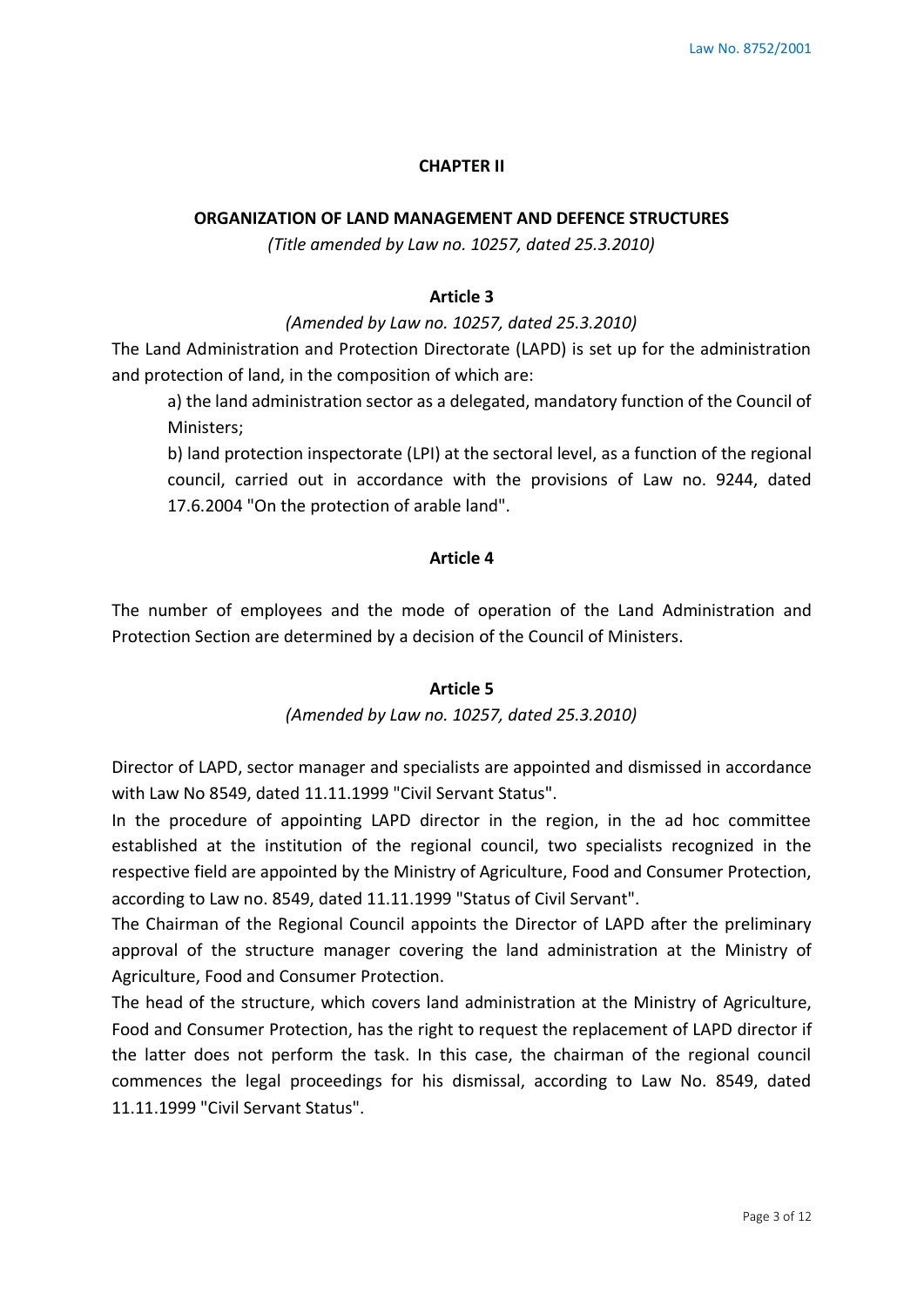## CHAPTER II

### ORGANIZATION OF LAND MANAGEMENT AND DEFENCE STRUCTURES

*(Title amended by Law no. 10257, dated 25.3.2010)*

#### Article 3

*(Amended by Law no. 10257, dated 25.3.2010)*

The Land Administration and Protection Directorate (LAPD) is set up for the administration and protection of land, in the composition of which are:

a) the land administration sector as a delegated, mandatory function of the Council of Ministers;

b) land protection inspectorate (LPI) at the sectoral level, as a function of the regional council, carried out in accordance with the provisions of Law no. 9244, dated 17.6.2004 "On the protection of arable land".

#### Article 4

The number of employees and the mode of operation of the Land Administration and Protection Section are determined by a decision of the Council of Ministers.

#### Article 5

*(Amended by Law no. 10257, dated 25.3.2010)*

Director of LAPD, sector manager and specialists are appointed and dismissed in accordance with Law No 8549, dated 11.11.1999 "Civil Servant Status".

In the procedure of appointing LAPD director in the region, in the ad hoc committee established at the institution of the regional council, two specialists recognized in the respective field are appointed by the Ministry of Agriculture, Food and Consumer Protection, according to Law no. 8549, dated 11.11.1999 "Status of Civil Servant".

The Chairman of the Regional Council appoints the Director of LAPD after the preliminary approval of the structure manager covering the land administration at the Ministry of Agriculture, Food and Consumer Protection.

The head of the structure, which covers land administration at the Ministry of Agriculture, Food and Consumer Protection, has the right to request the replacement of LAPD director if the latter does not perform the task. In this case, the chairman of the regional council commences the legal proceedings for his dismissal, according to Law No. 8549, dated 11.11.1999 "Civil Servant Status".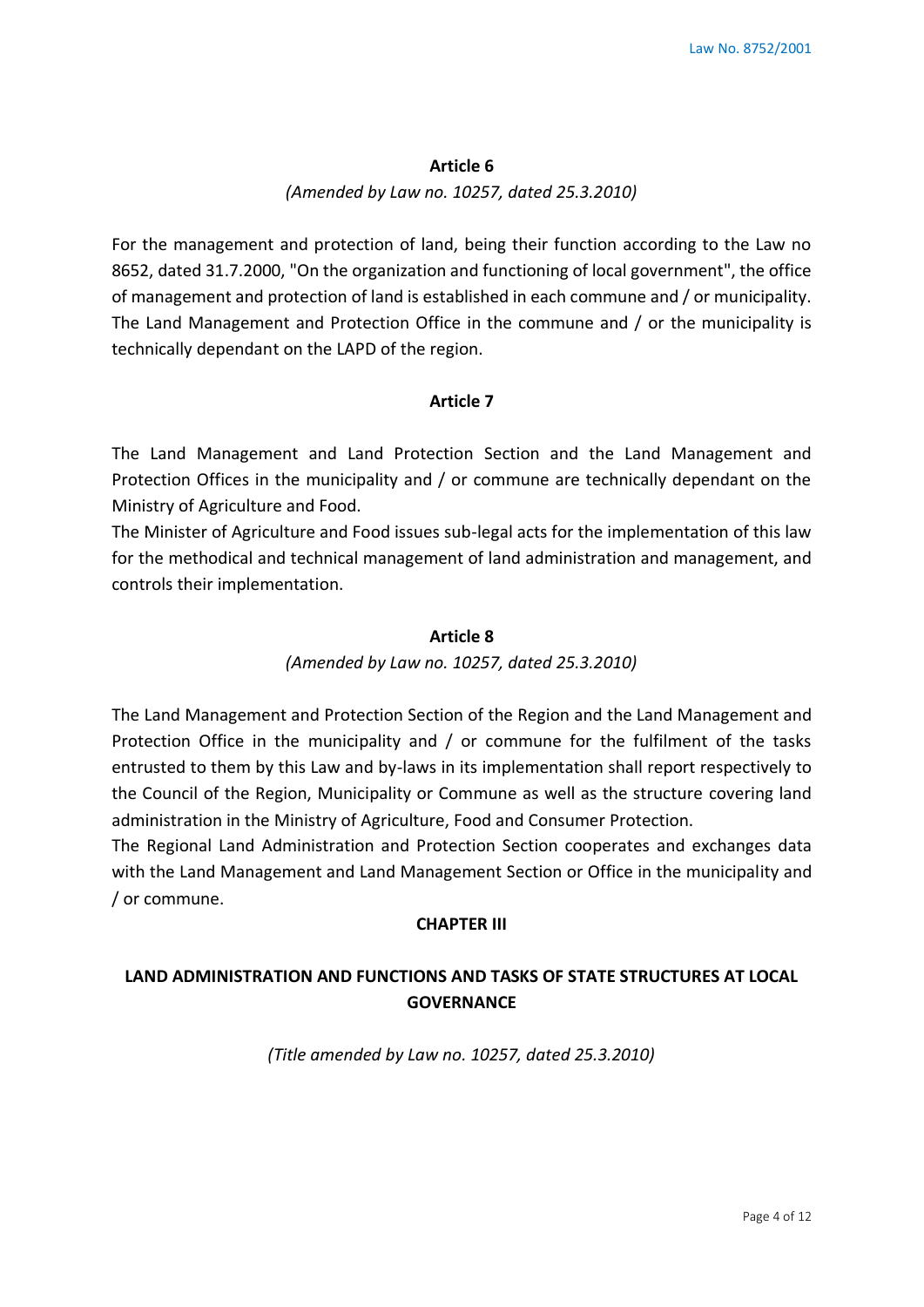### Article 6

*(Amended by Law no. 10257, dated 25.3.2010)*

For the management and protection of land, being their function according to the Law no 8652, dated 31.7.2000, "On the organization and functioning of local government", the office of management and protection of land is established in each commune and / or municipality. The Land Management and Protection Office in the commune and / or the municipality is technically dependant on the LAPD of the region.

### Article 7

The Land Management and Land Protection Section and the Land Management and Protection Offices in the municipality and / or commune are technically dependant on the Ministry of Agriculture and Food.
The Minister of Agriculture and Food issues sub-legal acts for the implementation of this law for the methodical and technical management of land administration and management, and controls their implementation.

### Article 8

*(Amended by Law no. 10257, dated 25.3.2010)*

The Land Management and Protection Section of the Region and the Land Management and Protection Office in the municipality and / or commune for the fulfilment of the tasks entrusted to them by this Law and by-laws in its implementation shall report respectively to the Council of the Region, Municipality or Commune as well as the structure covering land administration in the Ministry of Agriculture, Food and Consumer Protection.
The Regional Land Administration and Protection Section cooperates and exchanges data with the Land Management and Land Management Section or Office in the municipality and / or commune.

## CHAPTER III

## LAND ADMINISTRATION AND FUNCTIONS AND TASKS OF STATE STRUCTURES AT LOCAL GOVERNANCE

*(Title amended by Law no. 10257, dated 25.3.2010)*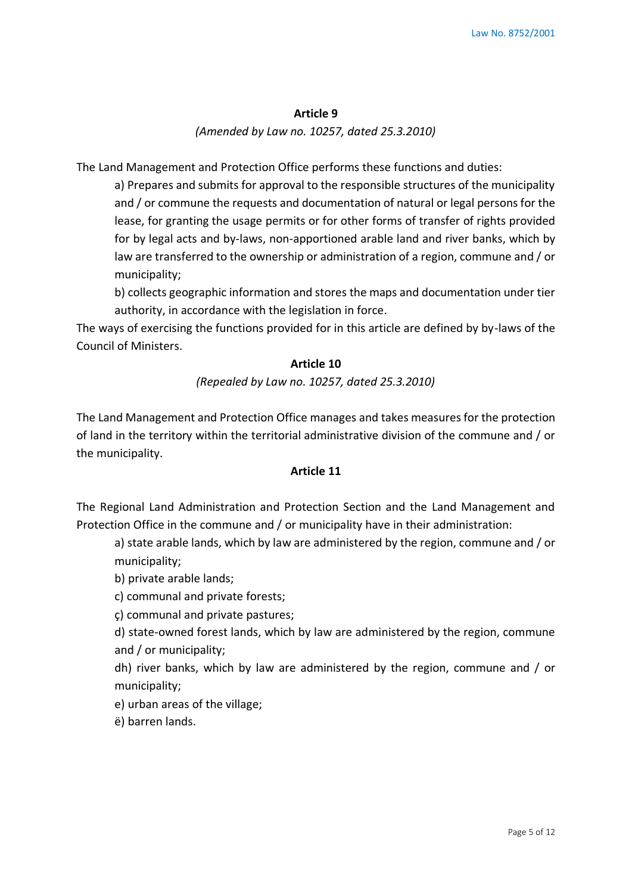## Article 9

*(Amended by Law no. 10257, dated 25.3.2010)*

The Land Management and Protection Office performs these functions and duties:

a) Prepares and submits for approval to the responsible structures of the municipality and / or commune the requests and documentation of natural or legal persons for the lease, for granting the usage permits or for other forms of transfer of rights provided for by legal acts and by-laws, non-apportioned arable land and river banks, which by law are transferred to the ownership or administration of a region, commune and / or municipality;

b) collects geographic information and stores the maps and documentation under tier authority, in accordance with the legislation in force.

The ways of exercising the functions provided for in this article are defined by by-laws of the Council of Ministers.

## Article 10

*(Repealed by Law no. 10257, dated 25.3.2010)*

The Land Management and Protection Office manages and takes measures for the protection of land in the territory within the territorial administrative division of the commune and / or the municipality.

## Article 11

The Regional Land Administration and Protection Section and the Land Management and Protection Office in the commune and / or municipality have in their administration:

a) state arable lands, which by law are administered by the region, commune and / or municipality;

b) private arable lands;

c) communal and private forests;

ç) communal and private pastures;

d) state-owned forest lands, which by law are administered by the region, commune and / or municipality;

dh) river banks, which by law are administered by the region, commune and / or municipality;

e) urban areas of the village;

ë) barren lands.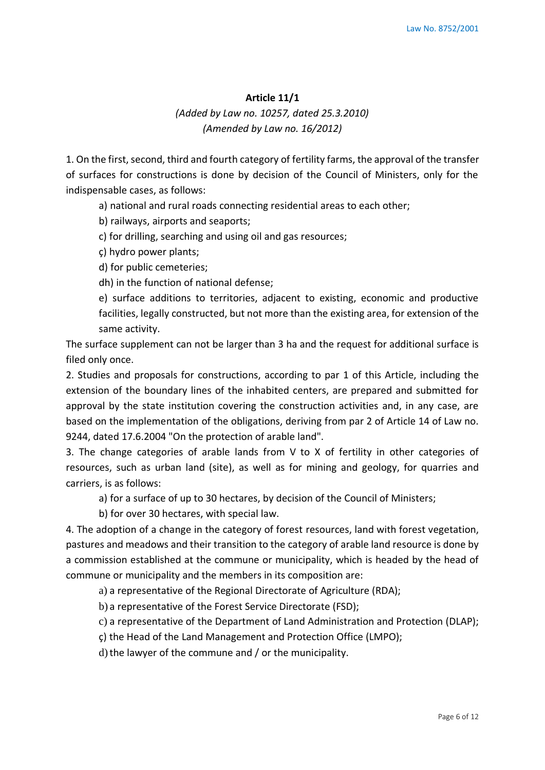## Article 11/1

*(Added by Law no. 10257, dated 25.3.2010)*
*(Amended by Law no. 16/2012)*

1. On the first, second, third and fourth category of fertility farms, the approval of the transfer of surfaces for constructions is done by decision of the Council of Ministers, only for the indispensable cases, as follows:

   a) national and rural roads connecting residential areas to each other;

   b) railways, airports and seaports;

   c) for drilling, searching and using oil and gas resources;

   ç) hydro power plants;

   d) for public cemeteries;

   dh) in the function of national defense;

   e) surface additions to territories, adjacent to existing, economic and productive facilities, legally constructed, but not more than the existing area, for extension of the same activity.

The surface supplement can not be larger than 3 ha and the request for additional surface is filed only once.

2. Studies and proposals for constructions, according to par 1 of this Article, including the extension of the boundary lines of the inhabited centers, are prepared and submitted for approval by the state institution covering the construction activities and, in any case, are based on the implementation of the obligations, deriving from par 2 of Article 14 of Law no. 9244, dated 17.6.2004 "On the protection of arable land".

3. The change categories of arable lands from V to X of fertility in other categories of resources, such as urban land (site), as well as for mining and geology, for quarries and carriers, is as follows:

   a) for a surface of up to 30 hectares, by decision of the Council of Ministers;

   b) for over 30 hectares, with special law.

4. The adoption of a change in the category of forest resources, land with forest vegetation, pastures and meadows and their transition to the category of arable land resource is done by a commission established at the commune or municipality, which is headed by the head of commune or municipality and the members in its composition are:

   a) a representative of the Regional Directorate of Agriculture (RDA);

   b) a representative of the Forest Service Directorate (FSD);

   c) a representative of the Department of Land Administration and Protection (DLAP);

   ç) the Head of the Land Management and Protection Office (LMPO);

   d) the lawyer of the commune and / or the municipality.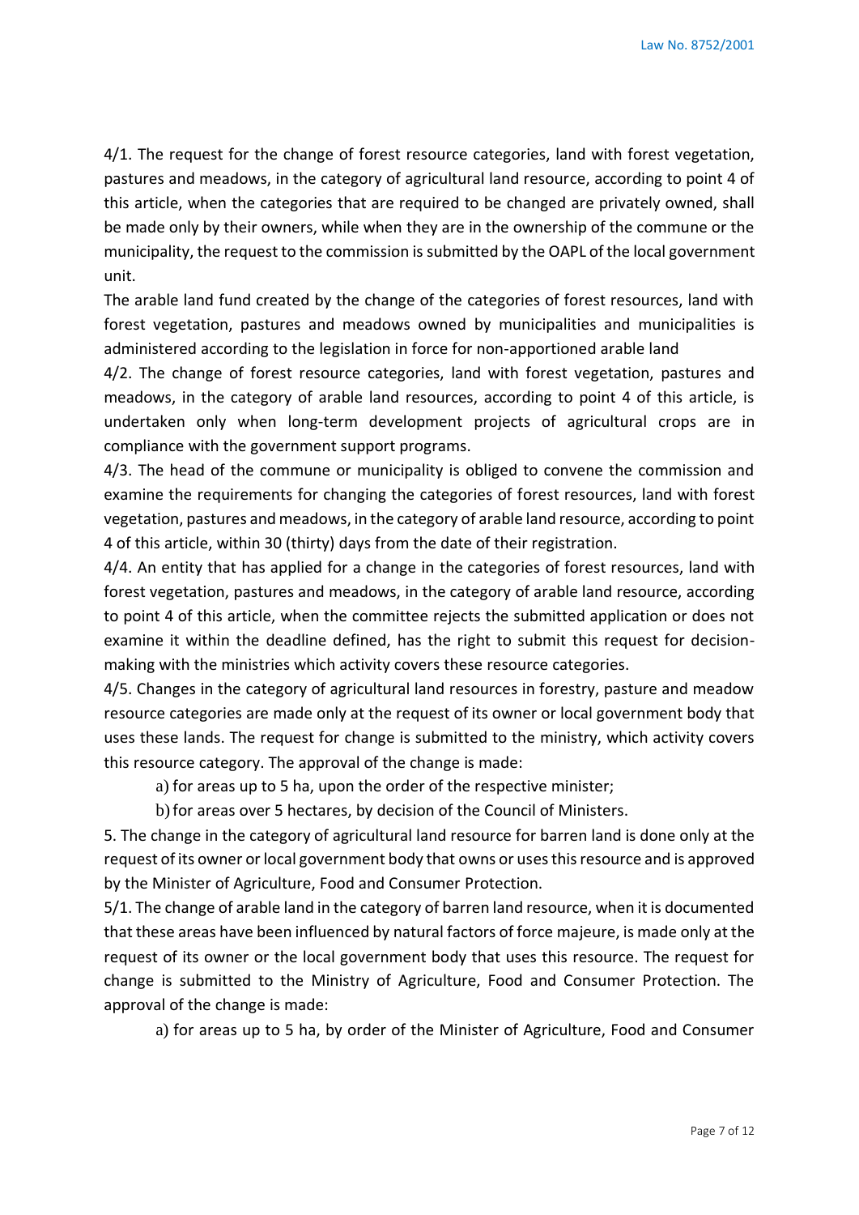4/1. The request for the change of forest resource categories, land with forest vegetation, pastures and meadows, in the category of agricultural land resource, according to point 4 of this article, when the categories that are required to be changed are privately owned, shall be made only by their owners, while when they are in the ownership of the commune or the municipality, the request to the commission is submitted by the OAPL of the local government unit.

The arable land fund created by the change of the categories of forest resources, land with forest vegetation, pastures and meadows owned by municipalities and municipalities is administered according to the legislation in force for non-apportioned arable land

4/2. The change of forest resource categories, land with forest vegetation, pastures and meadows, in the category of arable land resources, according to point 4 of this article, is undertaken only when long-term development projects of agricultural crops are in compliance with the government support programs.

4/3. The head of the commune or municipality is obliged to convene the commission and examine the requirements for changing the categories of forest resources, land with forest vegetation, pastures and meadows, in the category of arable land resource, according to point 4 of this article, within 30 (thirty) days from the date of their registration.

4/4. An entity that has applied for a change in the categories of forest resources, land with forest vegetation, pastures and meadows, in the category of arable land resource, according to point 4 of this article, when the committee rejects the submitted application or does not examine it within the deadline defined, has the right to submit this request for decision-making with the ministries which activity covers these resource categories.

4/5. Changes in the category of agricultural land resources in forestry, pasture and meadow resource categories are made only at the request of its owner or local government body that uses these lands. The request for change is submitted to the ministry, which activity covers this resource category. The approval of the change is made:

a) for areas up to 5 ha, upon the order of the respective minister;

b) for areas over 5 hectares, by decision of the Council of Ministers.

5. The change in the category of agricultural land resource for barren land is done only at the request of its owner or local government body that owns or uses this resource and is approved by the Minister of Agriculture, Food and Consumer Protection.

5/1. The change of arable land in the category of barren land resource, when it is documented that these areas have been influenced by natural factors of force majeure, is made only at the request of its owner or the local government body that uses this resource. The request for change is submitted to the Ministry of Agriculture, Food and Consumer Protection. The approval of the change is made:

a) for areas up to 5 ha, by order of the Minister of Agriculture, Food and Consumer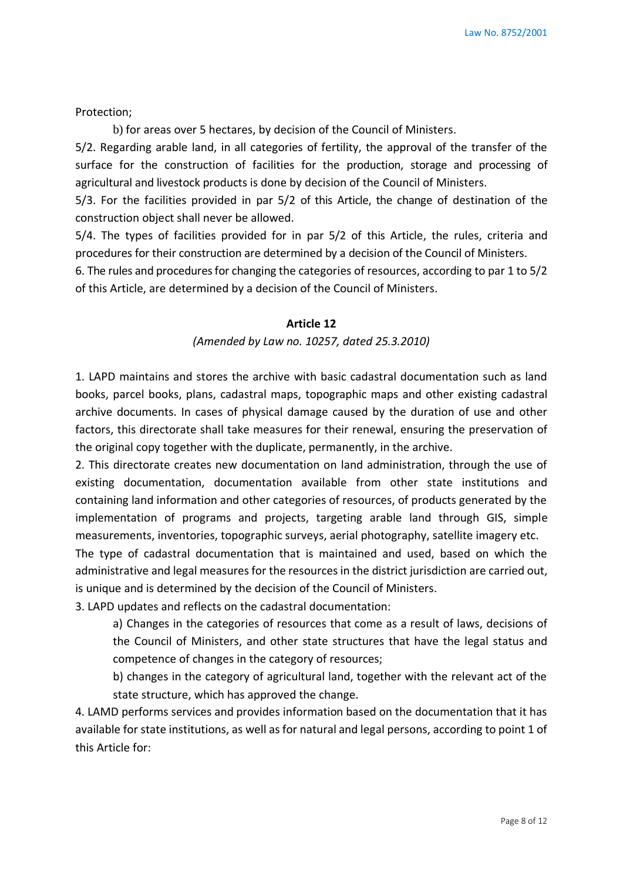Protection;

b) for areas over 5 hectares, by decision of the Council of Ministers.

5/2. Regarding arable land, in all categories of fertility, the approval of the transfer of the surface for the construction of facilities for the production, storage and processing of agricultural and livestock products is done by decision of the Council of Ministers.

5/3. For the facilities provided in par 5/2 of this Article, the change of destination of the construction object shall never be allowed.

5/4. The types of facilities provided for in par 5/2 of this Article, the rules, criteria and procedures for their construction are determined by a decision of the Council of Ministers.

6. The rules and procedures for changing the categories of resources, according to par 1 to 5/2 of this Article, are determined by a decision of the Council of Ministers.

### Article 12

*(Amended by Law no. 10257, dated 25.3.2010)*

1. LAPD maintains and stores the archive with basic cadastral documentation such as land books, parcel books, plans, cadastral maps, topographic maps and other existing cadastral archive documents. In cases of physical damage caused by the duration of use and other factors, this directorate shall take measures for their renewal, ensuring the preservation of the original copy together with the duplicate, permanently, in the archive.

2. This directorate creates new documentation on land administration, through the use of existing documentation, documentation available from other state institutions and containing land information and other categories of resources, of products generated by the implementation of programs and projects, targeting arable land through GIS, simple measurements, inventories, topographic surveys, aerial photography, satellite imagery etc.

The type of cadastral documentation that is maintained and used, based on which the administrative and legal measures for the resources in the district jurisdiction are carried out, is unique and is determined by the decision of the Council of Ministers.

3. LAPD updates and reflects on the cadastral documentation:

a) Changes in the categories of resources that come as a result of laws, decisions of the Council of Ministers, and other state structures that have the legal status and competence of changes in the category of resources;

b) changes in the category of agricultural land, together with the relevant act of the state structure, which has approved the change.

4. LAMD performs services and provides information based on the documentation that it has available for state institutions, as well as for natural and legal persons, according to point 1 of this Article for: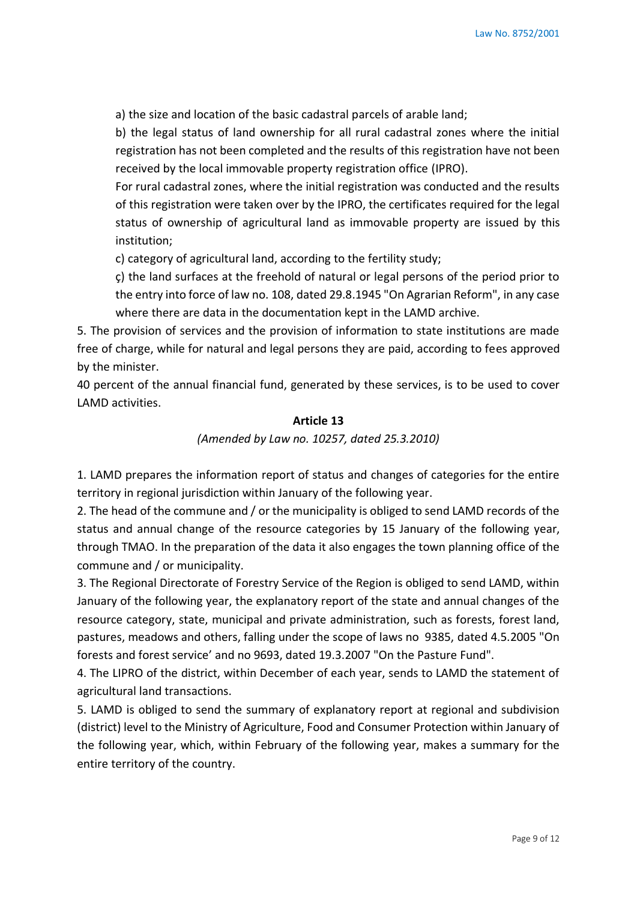a) the size and location of the basic cadastral parcels of arable land;

b) the legal status of land ownership for all rural cadastral zones where the initial registration has not been completed and the results of this registration have not been received by the local immovable property registration office (IPRO).

For rural cadastral zones, where the initial registration was conducted and the results of this registration were taken over by the IPRO, the certificates required for the legal status of ownership of agricultural land as immovable property are issued by this institution;

c) category of agricultural land, according to the fertility study;

ç) the land surfaces at the freehold of natural or legal persons of the period prior to the entry into force of law no. 108, dated 29.8.1945 "On Agrarian Reform", in any case where there are data in the documentation kept in the LAMD archive.

5. The provision of services and the provision of information to state institutions are made free of charge, while for natural and legal persons they are paid, according to fees approved by the minister.

40 percent of the annual financial fund, generated by these services, is to be used to cover LAMD activities.

**Article 13**

*(Amended by Law no. 10257, dated 25.3.2010)*

1. LAMD prepares the information report of status and changes of categories for the entire territory in regional jurisdiction within January of the following year.

2. The head of the commune and / or the municipality is obliged to send LAMD records of the status and annual change of the resource categories by 15 January of the following year, through TMAO. In the preparation of the data it also engages the town planning office of the commune and / or municipality.

3. The Regional Directorate of Forestry Service of the Region is obliged to send LAMD, within January of the following year, the explanatory report of the state and annual changes of the resource category, state, municipal and private administration, such as forests, forest land, pastures, meadows and others, falling under the scope of laws no 9385, dated 4.5.2005 "On forests and forest service' and no 9693, dated 19.3.2007 "On the Pasture Fund".

4. The LIPRO of the district, within December of each year, sends to LAMD the statement of agricultural land transactions.

5. LAMD is obliged to send the summary of explanatory report at regional and subdivision (district) level to the Ministry of Agriculture, Food and Consumer Protection within January of the following year, which, within February of the following year, makes a summary for the entire territory of the country.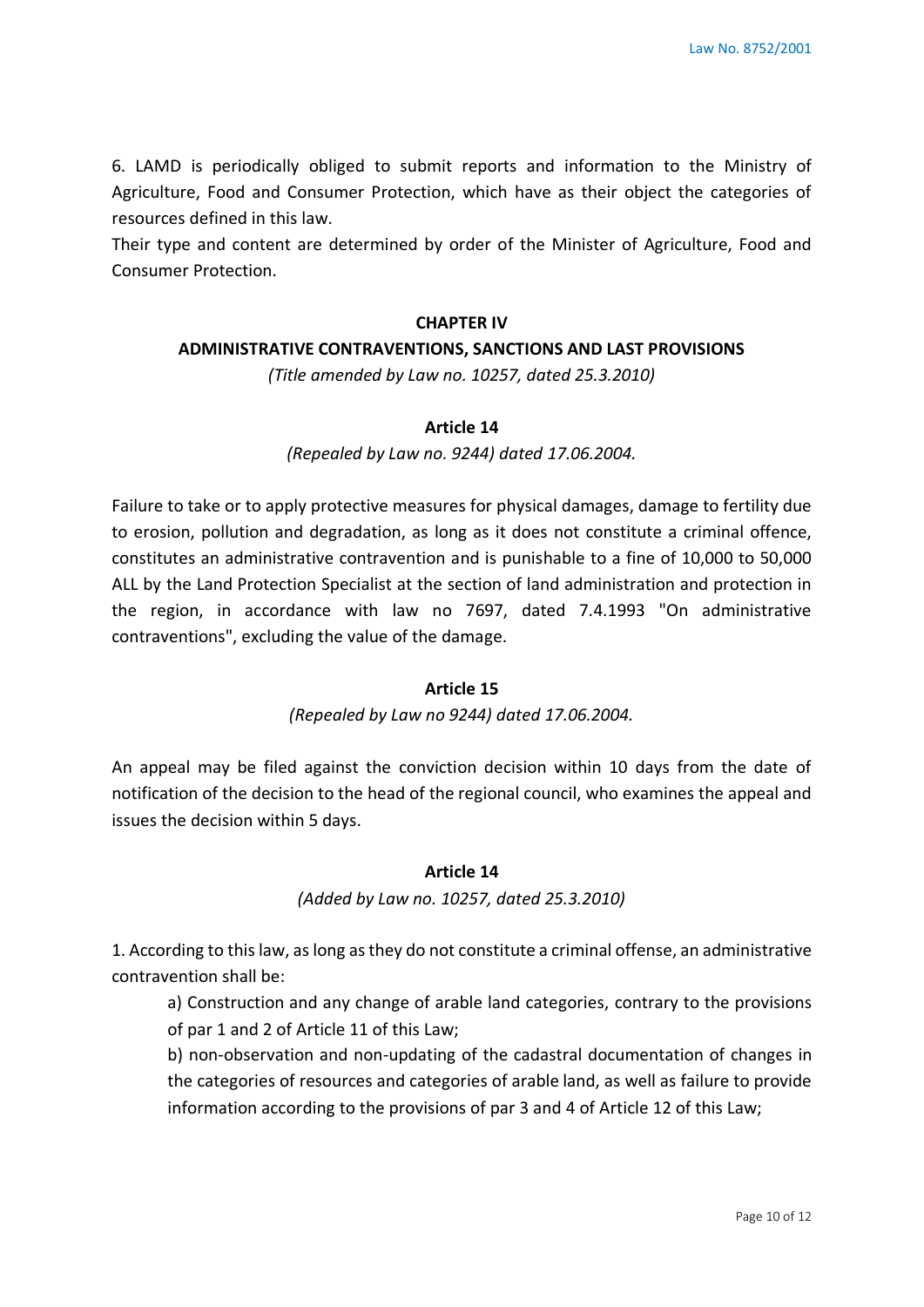6. LAMD is periodically obliged to submit reports and information to the Ministry of Agriculture, Food and Consumer Protection, which have as their object the categories of resources defined in this law.

Their type and content are determined by order of the Minister of Agriculture, Food and Consumer Protection.

## CHAPTER IV
## ADMINISTRATIVE CONTRAVENTIONS, SANCTIONS AND LAST PROVISIONS

*(Title amended by Law no. 10257, dated 25.3.2010)*

### Article 14

*(Repealed by Law no. 9244) dated 17.06.2004.*

Failure to take or to apply protective measures for physical damages, damage to fertility due to erosion, pollution and degradation, as long as it does not constitute a criminal offence, constitutes an administrative contravention and is punishable to a fine of 10,000 to 50,000 ALL by the Land Protection Specialist at the section of land administration and protection in the region, in accordance with law no 7697, dated 7.4.1993 "On administrative contraventions", excluding the value of the damage.

### Article 15

*(Repealed by Law no 9244) dated 17.06.2004.*

An appeal may be filed against the conviction decision within 10 days from the date of notification of the decision to the head of the regional council, who examines the appeal and issues the decision within 5 days.

### Article 14

*(Added by Law no. 10257, dated 25.3.2010)*

1. According to this law, as long as they do not constitute a criminal offense, an administrative contravention shall be:

   a) Construction and any change of arable land categories, contrary to the provisions of par 1 and 2 of Article 11 of this Law;

   b) non-observation and non-updating of the cadastral documentation of changes in the categories of resources and categories of arable land, as well as failure to provide information according to the provisions of par 3 and 4 of Article 12 of this Law;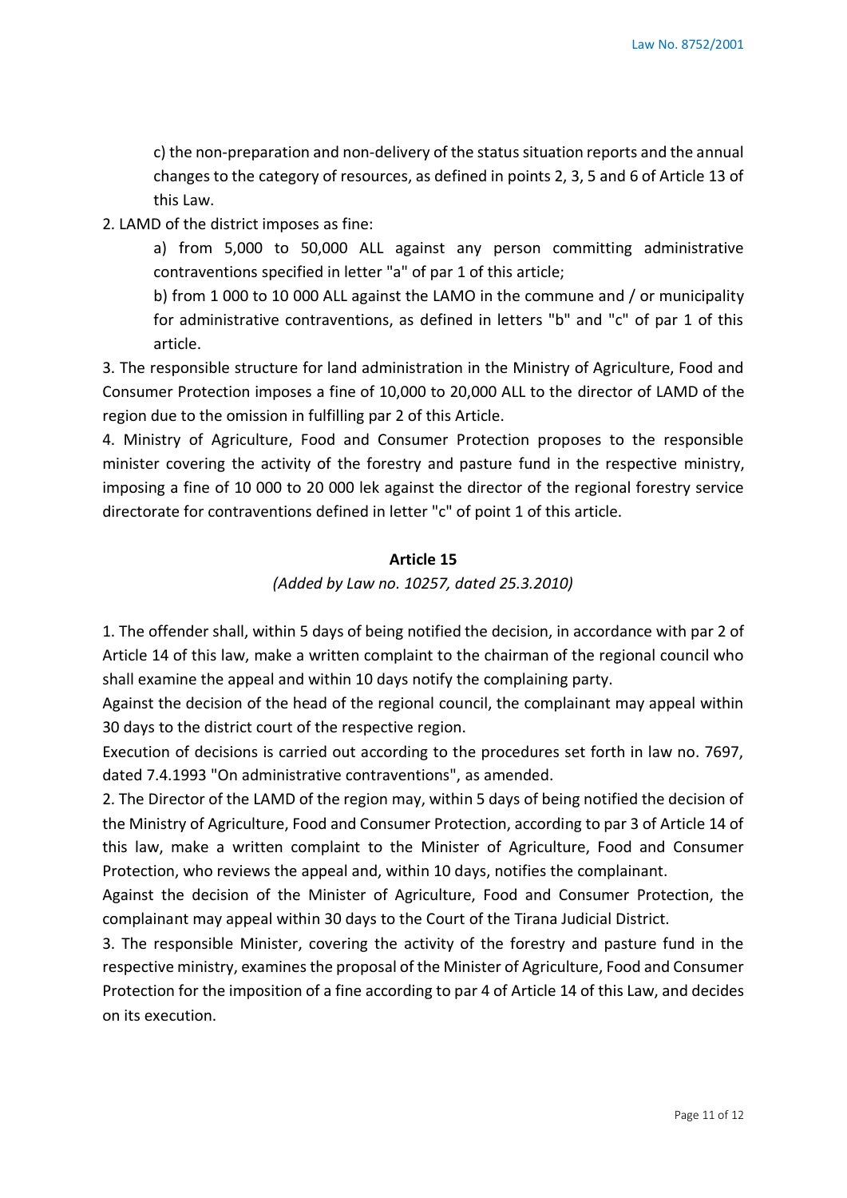c) the non-preparation and non-delivery of the status situation reports and the annual changes to the category of resources, as defined in points 2, 3, 5 and 6 of Article 13 of this Law.

2. LAMD of the district imposes as fine:

a) from 5,000 to 50,000 ALL against any person committing administrative contraventions specified in letter "a" of par 1 of this article;

b) from 1 000 to 10 000 ALL against the LAMO in the commune and / or municipality for administrative contraventions, as defined in letters "b" and "c" of par 1 of this article.

3. The responsible structure for land administration in the Ministry of Agriculture, Food and Consumer Protection imposes a fine of 10,000 to 20,000 ALL to the director of LAMD of the region due to the omission in fulfilling par 2 of this Article.

4. Ministry of Agriculture, Food and Consumer Protection proposes to the responsible minister covering the activity of the forestry and pasture fund in the respective ministry, imposing a fine of 10 000 to 20 000 lek against the director of the regional forestry service directorate for contraventions defined in letter "c" of point 1 of this article.

## Article 15

*(Added by Law no. 10257, dated 25.3.2010)*

1. The offender shall, within 5 days of being notified the decision, in accordance with par 2 of Article 14 of this law, make a written complaint to the chairman of the regional council who shall examine the appeal and within 10 days notify the complaining party.

Against the decision of the head of the regional council, the complainant may appeal within 30 days to the district court of the respective region.

Execution of decisions is carried out according to the procedures set forth in law no. 7697, dated 7.4.1993 "On administrative contraventions", as amended.

2. The Director of the LAMD of the region may, within 5 days of being notified the decision of the Ministry of Agriculture, Food and Consumer Protection, according to par 3 of Article 14 of this law, make a written complaint to the Minister of Agriculture, Food and Consumer Protection, who reviews the appeal and, within 10 days, notifies the complainant.

Against the decision of the Minister of Agriculture, Food and Consumer Protection, the complainant may appeal within 30 days to the Court of the Tirana Judicial District.

3. The responsible Minister, covering the activity of the forestry and pasture fund in the respective ministry, examines the proposal of the Minister of Agriculture, Food and Consumer Protection for the imposition of a fine according to par 4 of Article 14 of this Law, and decides on its execution.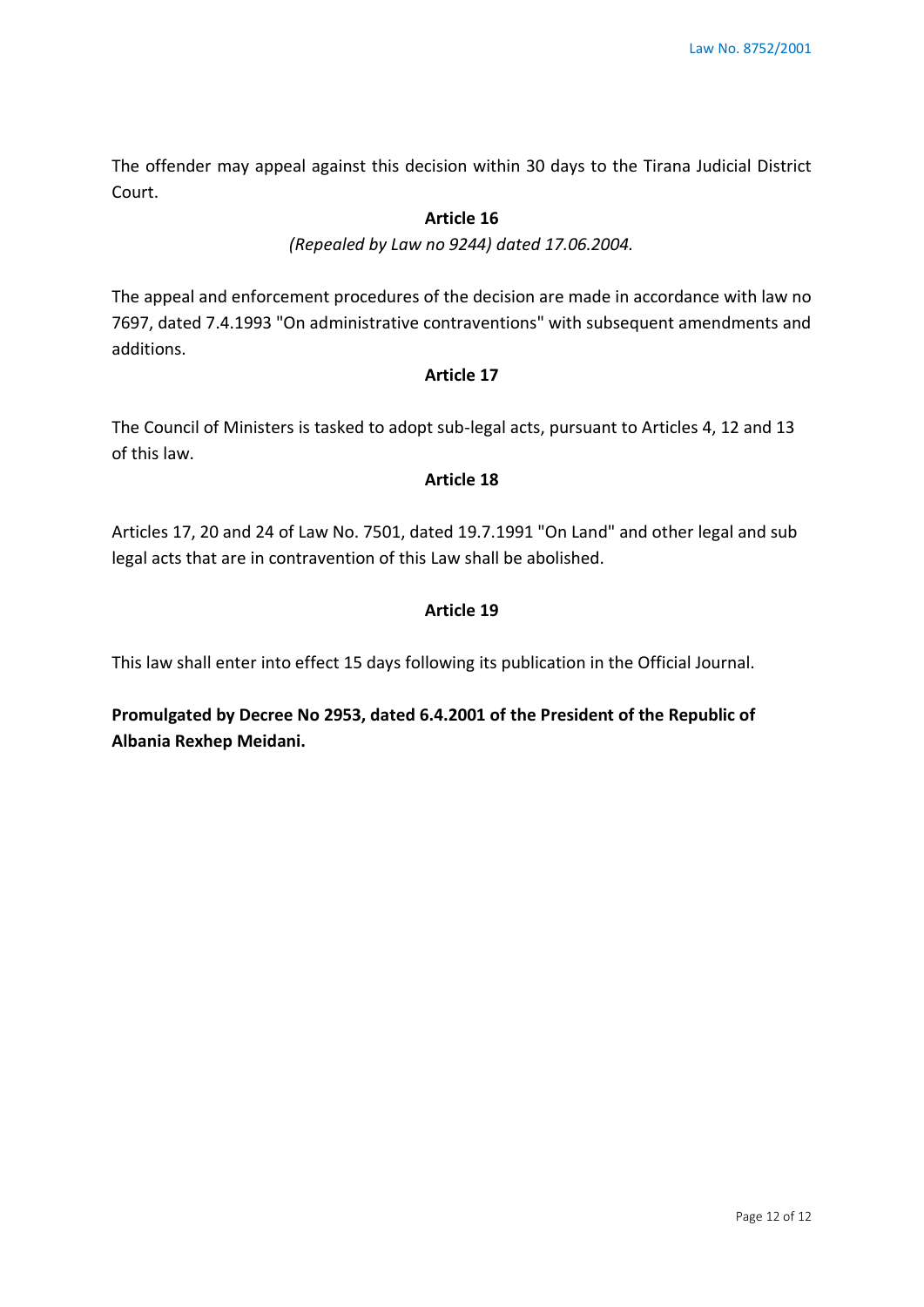The offender may appeal against this decision within 30 days to the Tirana Judicial District Court.

### Article 16

*(Repealed by Law no 9244) dated 17.06.2004.*

The appeal and enforcement procedures of the decision are made in accordance with law no 7697, dated 7.4.1993 "On administrative contraventions" with subsequent amendments and additions.

### Article 17

The Council of Ministers is tasked to adopt sub-legal acts, pursuant to Articles 4, 12 and 13 of this law.

### Article 18

Articles 17, 20 and 24 of Law No. 7501, dated 19.7.1991 "On Land" and other legal and sub legal acts that are in contravention of this Law shall be abolished.

### Article 19

This law shall enter into effect 15 days following its publication in the Official Journal.

**Promulgated by Decree No 2953, dated 6.4.2001 of the President of the Republic of Albania Rexhep Meidani.**